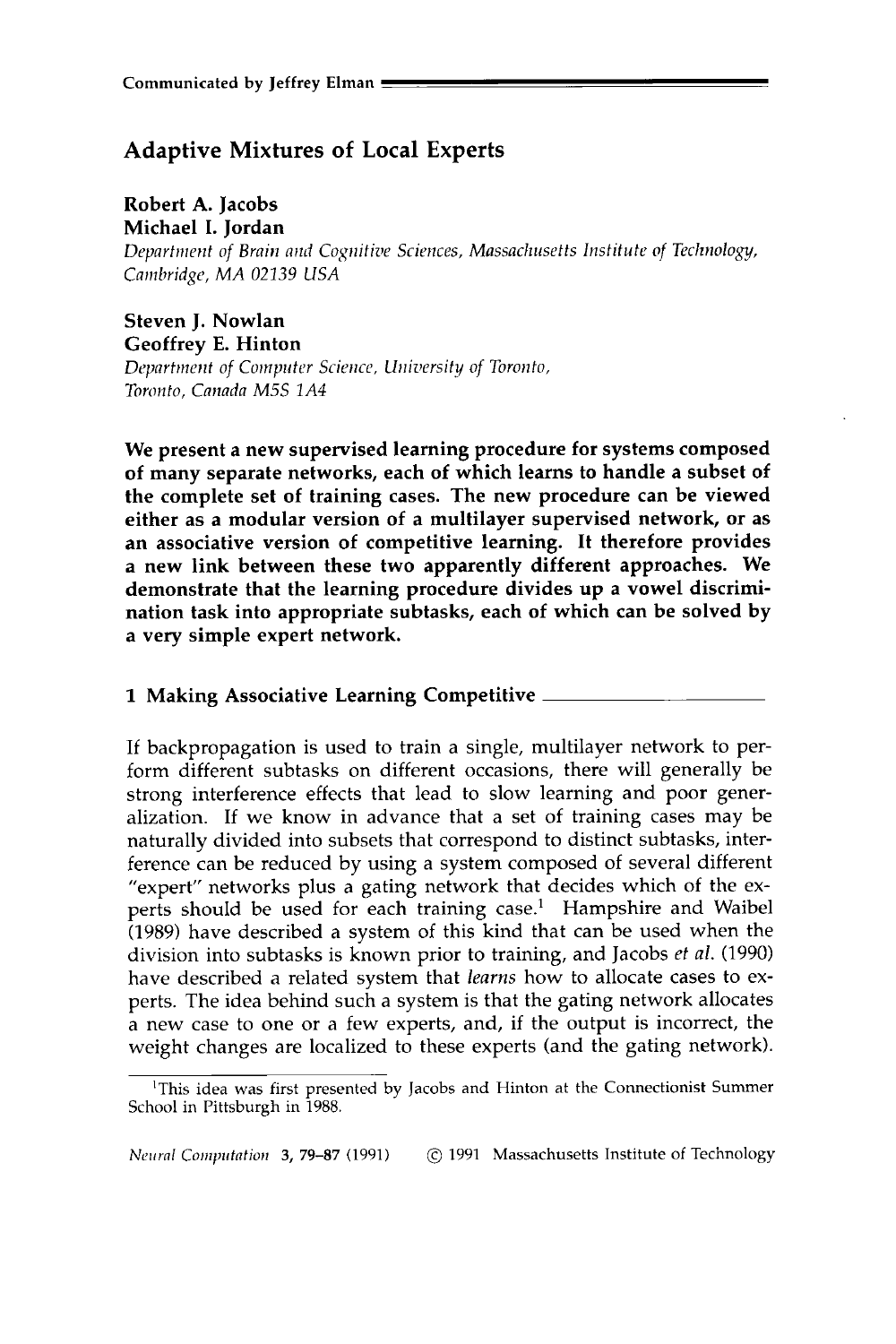Communicated by Jeffrey Elman

# Adaptive Mixtures of Local Experts

**Robert A. Jacobs**
**Michael I. Jordan**
*Department of Brain and Cognitive Sciences, Massachusetts Institute of Technology, Cambridge, MA 02139 USA*

**Steven J. Nowlan**
**Geoffrey E. Hinton**
*Department of Computer Science, University of Toronto, Toronto, Canada M5S 1A4*

**We present a new supervised learning procedure for systems composed of many separate networks, each of which learns to handle a subset of the complete set of training cases. The new procedure can be viewed either as a modular version of a multilayer supervised network, or as an associative version of competitive learning. It therefore provides a new link between these two apparently different approaches. We demonstrate that the learning procedure divides up a vowel discrimination task into appropriate subtasks, each of which can be solved by a very simple expert network.**

## 1 Making Associative Learning Competitive

If backpropagation is used to train a single, multilayer network to perform different subtasks on different occasions, there will generally be strong interference effects that lead to slow learning and poor generalization. If we know in advance that a set of training cases may be naturally divided into subsets that correspond to distinct subtasks, interference can be reduced by using a system composed of several different "expert" networks plus a gating network that decides which of the experts should be used for each training case.[1] Hampshire and Waibel (1989) have described a system of this kind that can be used when the division into subtasks is known prior to training, and Jacobs *et al.* (1990) have described a related system that *learns* how to allocate cases to experts. The idea behind such a system is that the gating network allocates a new case to one or a few experts, and, if the output is incorrect, the weight changes are localized to these experts (and the gating network).

[1] This idea was first presented by Jacobs and Hinton at the Connectionist Summer School in Pittsburgh in 1988.

*Neural Computation* 3, 79–87 (1991) © 1991 Massachusetts Institute of Technology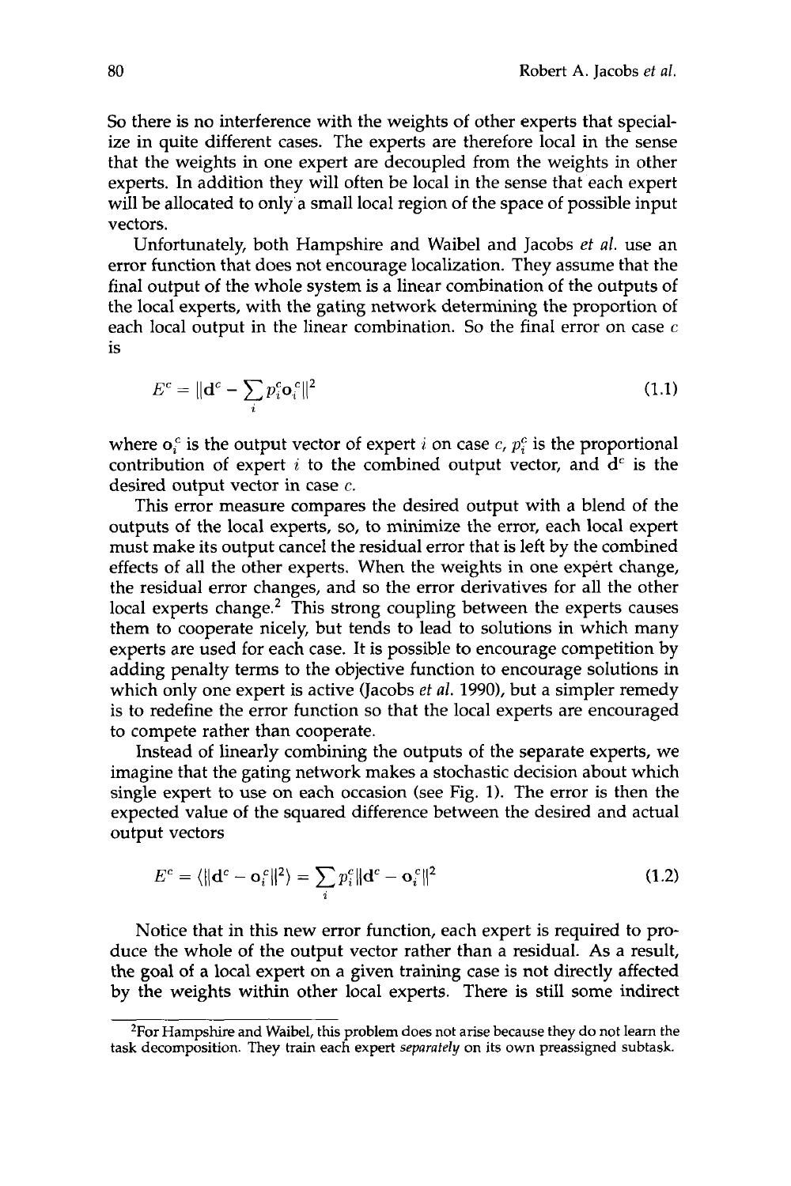So there is no interference with the weights of other experts that specialize in quite different cases. The experts are therefore local in the sense that the weights in one expert are decoupled from the weights in other experts. In addition they will often be local in the sense that each expert will be allocated to only a small local region of the space of possible input vectors.

Unfortunately, both Hampshire and Waibel and Jacobs *et al.* use an error function that does not encourage localization. They assume that the final output of the whole system is a linear combination of the outputs of the local experts, with the gating network determining the proportion of each local output in the linear combination. So the final error on case $c$ is

$$E^c = \|\mathbf{d}^c - \sum_i p_i^c \mathbf{o}_i^c\|^2 \tag{1.1}$$

where $\mathbf{o}_i^c$ is the output vector of expert $i$ on case $c$, $p_i^c$ is the proportional contribution of expert $i$ to the combined output vector, and $\mathbf{d}^c$ is the desired output vector in case $c$.

This error measure compares the desired output with a blend of the outputs of the local experts, so, to minimize the error, each local expert must make its output cancel the residual error that is left by the combined effects of all the other experts. When the weights in one expert change, the residual error changes, and so the error derivatives for all the other local experts change.[2] This strong coupling between the experts causes them to cooperate nicely, but tends to lead to solutions in which many experts are used for each case. It is possible to encourage competition by adding penalty terms to the objective function to encourage solutions in which only one expert is active (Jacobs *et al.* 1990), but a simpler remedy is to redefine the error function so that the local experts are encouraged to compete rather than cooperate.

Instead of linearly combining the outputs of the separate experts, we imagine that the gating network makes a stochastic decision about which single expert to use on each occasion (see Fig. 1). The error is then the expected value of the squared difference between the desired and actual output vectors

$$E^c = \langle \|\mathbf{d}^c - \mathbf{o}_i^c\|^2 \rangle = \sum_i p_i^c \|\mathbf{d}^c - \mathbf{o}_i^c\|^2 \tag{1.2}$$

Notice that in this new error function, each expert is required to produce the whole of the output vector rather than a residual. As a result, the goal of a local expert on a given training case is not directly affected by the weights within other local experts. There is still some indirect

[2] For Hampshire and Waibel, this problem does not arise because they do not learn the task decomposition. They train each expert *separately* on its own preassigned subtask.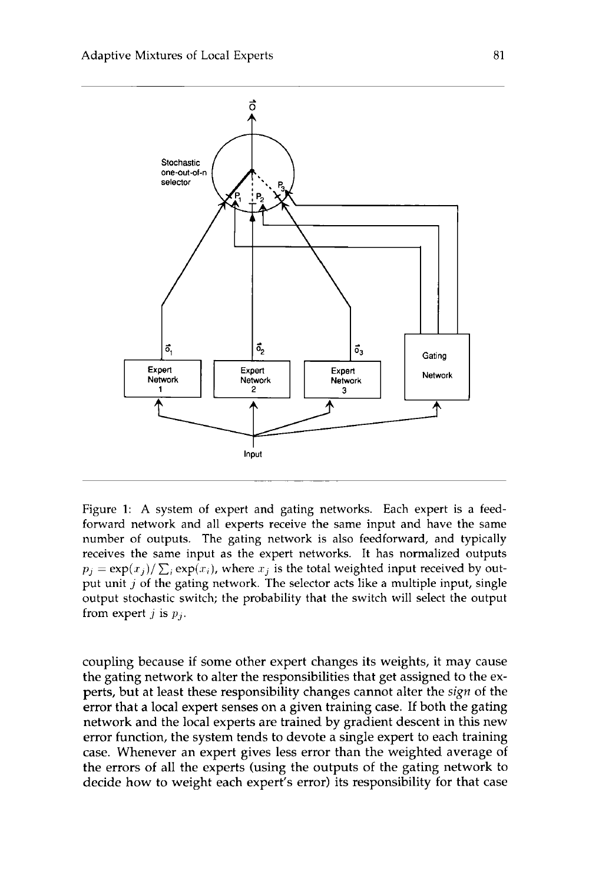Stochastic one-out-of-n selector

$\vec{o}$

$P_1$

$P_2$

$P_3$

$\vec{o}_1$

$\vec{o}_2$

$\vec{o}_3$

Expert Network 1

Expert Network 2

Expert Network 3

Gating Network

Input

Figure 1: A system of expert and gating networks. Each expert is a feedforward network and all experts receive the same input and have the same number of outputs. The gating network is also feedforward, and typically receives the same input as the expert networks. It has normalized outputs $p_j = \exp(x_j)/\sum_i \exp(x_i)$, where $x_j$ is the total weighted input received by output unit $j$ of the gating network. The selector acts like a multiple input, single output stochastic switch; the probability that the switch will select the output from expert $j$ is $p_j$.

coupling because if some other expert changes its weights, it may cause the gating network to alter the responsibilities that get assigned to the experts, but at least these responsibility changes cannot alter the *sign* of the error that a local expert senses on a given training case. If both the gating network and the local experts are trained by gradient descent in this new error function, the system tends to devote a single expert to each training case. Whenever an expert gives less error than the weighted average of the errors of all the experts (using the outputs of the gating network to decide how to weight each expert's error) its responsibility for that case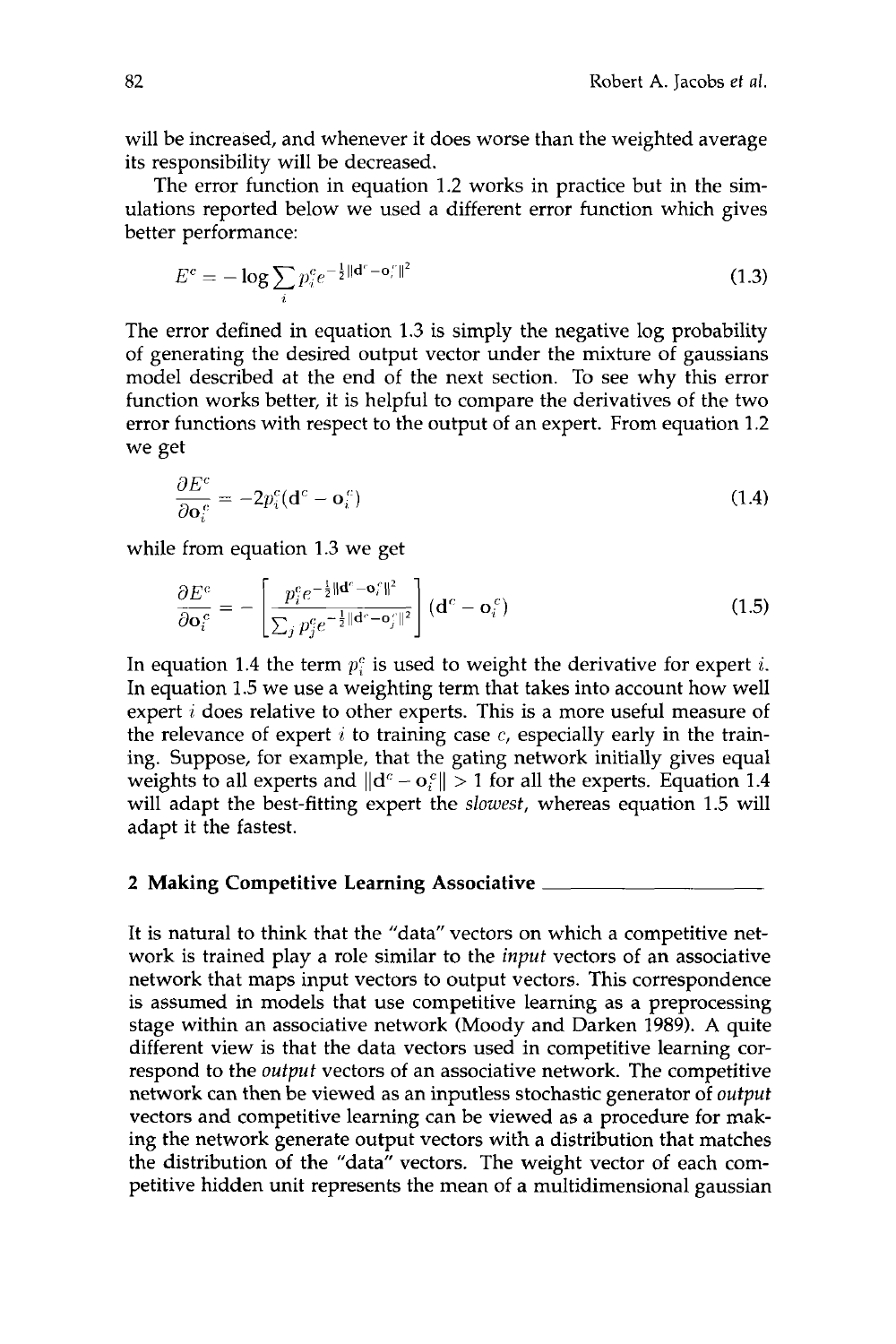will be increased, and whenever it does worse than the weighted average its responsibility will be decreased.

The error function in equation 1.2 works in practice but in the simulations reported below we used a different error function which gives better performance:

$$E^c = -\log \sum_i p_i^c e^{-\frac{1}{2}\|\mathbf{d}^c - \mathbf{o}_i^c\|^2} \tag{1.3}$$

The error defined in equation 1.3 is simply the negative log probability of generating the desired output vector under the mixture of gaussians model described at the end of the next section. To see why this error function works better, it is helpful to compare the derivatives of the two error functions with respect to the output of an expert. From equation 1.2 we get

$$\frac{\partial E^c}{\partial \mathbf{o}_i^c} = -2p_i^c(\mathbf{d}^c - \mathbf{o}_i^c) \tag{1.4}$$

while from equation 1.3 we get

$$\frac{\partial E^c}{\partial \mathbf{o}_i^c} = -\left[\frac{p_i^c e^{-\frac{1}{2}\|\mathbf{d}^c - \mathbf{o}_i^c\|^2}}{\sum_j p_j^c e^{-\frac{1}{2}\|\mathbf{d}^c - \mathbf{o}_j^c\|^2}}\right](\mathbf{d}^c - \mathbf{o}_i^c) \tag{1.5}$$

In equation 1.4 the term $p_i^c$ is used to weight the derivative for expert $i$. In equation 1.5 we use a weighting term that takes into account how well expert $i$ does relative to other experts. This is a more useful measure of the relevance of expert $i$ to training case $c$, especially early in the training. Suppose, for example, that the gating network initially gives equal weights to all experts and $\|\mathbf{d}^c - \mathbf{o}_i^c\| > 1$ for all the experts. Equation 1.4 will adapt the best-fitting expert the *slowest*, whereas equation 1.5 will adapt it the fastest.

## 2 Making Competitive Learning Associative

It is natural to think that the "data" vectors on which a competitive network is trained play a role similar to the *input* vectors of an associative network that maps input vectors to output vectors. This correspondence is assumed in models that use competitive learning as a preprocessing stage within an associative network (Moody and Darken 1989). A quite different view is that the data vectors used in competitive learning correspond to the *output* vectors of an associative network. The competitive network can then be viewed as an inputless stochastic generator of *output* vectors and competitive learning can be viewed as a procedure for making the network generate output vectors with a distribution that matches the distribution of the "data" vectors. The weight vector of each competitive hidden unit represents the mean of a multidimensional gaussian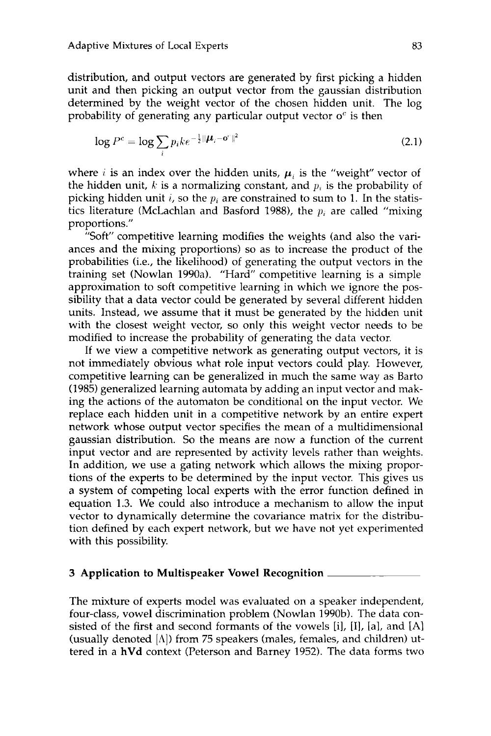distribution, and output vectors are generated by first picking a hidden unit and then picking an output vector from the gaussian distribution determined by the weight vector of the chosen hidden unit. The log probability of generating any particular output vector $\mathbf{o}^c$ is then

$$\log P^c = \log \sum_i p_i k e^{-\frac{1}{2}\|\boldsymbol{\mu}_i - \mathbf{o}^c\|^2} \tag{2.1}$$

where $i$ is an index over the hidden units, $\boldsymbol{\mu}_i$ is the "weight" vector of the hidden unit, $k$ is a normalizing constant, and $p_i$ is the probability of picking hidden unit $i$, so the $p_i$ are constrained to sum to 1. In the statistics literature (McLachlan and Basford 1988), the $p_i$ are called "mixing proportions."

"Soft" competitive learning modifies the weights (and also the variances and the mixing proportions) so as to increase the product of the probabilities (i.e., the likelihood) of generating the output vectors in the training set (Nowlan 1990a). "Hard" competitive learning is a simple approximation to soft competitive learning in which we ignore the possibility that a data vector could be generated by several different hidden units. Instead, we assume that it must be generated by the hidden unit with the closest weight vector, so only this weight vector needs to be modified to increase the probability of generating the data vector.

If we view a competitive network as generating output vectors, it is not immediately obvious what role input vectors could play. However, competitive learning can be generalized in much the same way as Barto (1985) generalized learning automata by adding an input vector and making the actions of the automaton be conditional on the input vector. We replace each hidden unit in a competitive network by an entire expert network whose output vector specifies the mean of a multidimensional gaussian distribution. So the means are now a function of the current input vector and are represented by activity levels rather than weights. In addition, we use a gating network which allows the mixing proportions of the experts to be determined by the input vector. This gives us a system of competing local experts with the error function defined in equation 1.3. We could also introduce a mechanism to allow the input vector to dynamically determine the covariance matrix for the distribution defined by each expert network, but we have not yet experimented with this possibility.

## 3 Application to Multispeaker Vowel Recognition

The mixture of experts model was evaluated on a speaker independent, four-class, vowel discrimination problem (Nowlan 1990b). The data consisted of the first and second formants of the vowels [i], [I], [a], and [A] (usually denoted [Λ]) from 75 speakers (males, females, and children) uttered in a **hVd** context (Peterson and Barney 1952). The data forms two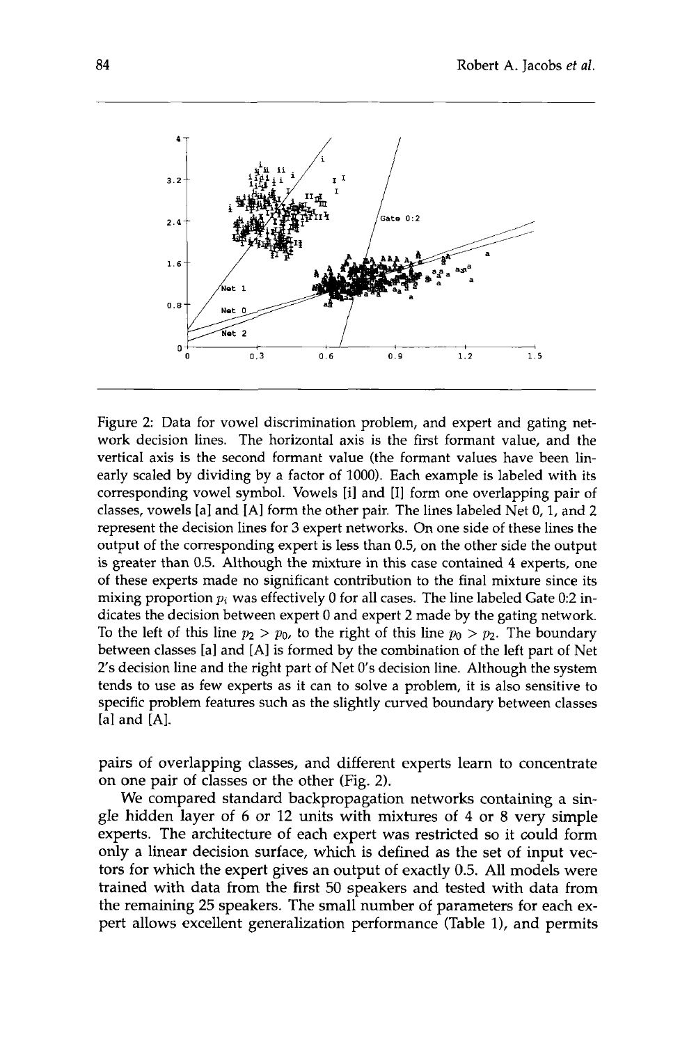4

3.2

2.4

1.6

0.8

0

0 0.3 0.6 0.9 1.2 1.5

Gate 0:2

Net 1

Net 0

Net 2

Figure 2: Data for vowel discrimination problem, and expert and gating network decision lines. The horizontal axis is the first formant value, and the vertical axis is the second formant value (the formant values have been linearly scaled by dividing by a factor of 1000). Each example is labeled with its corresponding vowel symbol. Vowels [i] and [I] form one overlapping pair of classes, vowels [a] and [A] form the other pair. The lines labeled Net 0, 1, and 2 represent the decision lines for 3 expert networks. On one side of these lines the output of the corresponding expert is less than 0.5, on the other side the output is greater than 0.5. Although the mixture in this case contained 4 experts, one of these experts made no significant contribution to the final mixture since its mixing proportion $p_i$ was effectively 0 for all cases. The line labeled Gate 0:2 indicates the decision between expert 0 and expert 2 made by the gating network. To the left of this line $p_2 > p_0$, to the right of this line $p_0 > p_2$. The boundary between classes [a] and [A] is formed by the combination of the left part of Net 2's decision line and the right part of Net 0's decision line. Although the system tends to use as few experts as it can to solve a problem, it is also sensitive to specific problem features such as the slightly curved boundary between classes [a] and [A].

pairs of overlapping classes, and different experts learn to concentrate on one pair of classes or the other (Fig. 2).

We compared standard backpropagation networks containing a single hidden layer of 6 or 12 units with mixtures of 4 or 8 very simple experts. The architecture of each expert was restricted so it could form only a linear decision surface, which is defined as the set of input vectors for which the expert gives an output of exactly 0.5. All models were trained with data from the first 50 speakers and tested with data from the remaining 25 speakers. The small number of parameters for each expert allows excellent generalization performance (Table 1), and permits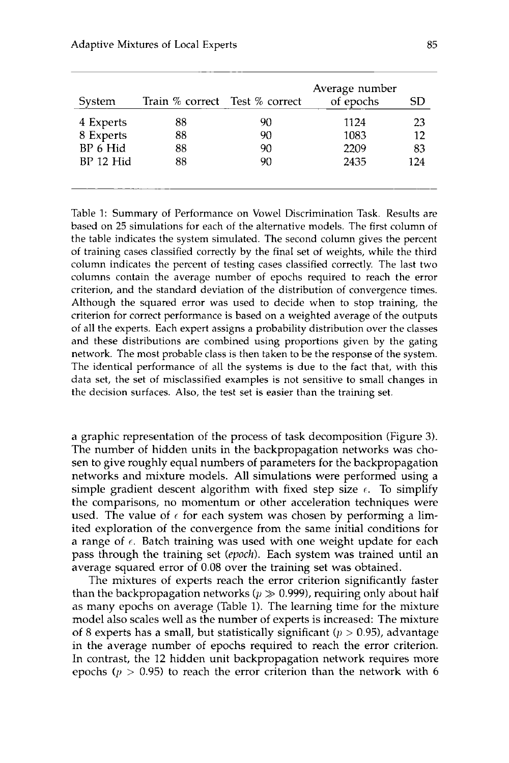| System | Train % correct | Test % correct | Average number of epochs | SD |
|---|---|---|---|---|
| 4 Experts | 88 | 90 | 1124 | 23 |
| 8 Experts | 88 | 90 | 1083 | 12 |
| BP 6 Hid | 88 | 90 | 2209 | 83 |
| BP 12 Hid | 88 | 90 | 2435 | 124 |

Table 1: Summary of Performance on Vowel Discrimination Task. Results are based on 25 simulations for each of the alternative models. The first column of the table indicates the system simulated. The second column gives the percent of training cases classified correctly by the final set of weights, while the third column indicates the percent of testing cases classified correctly. The last two columns contain the average number of epochs required to reach the error criterion, and the standard deviation of the distribution of convergence times. Although the squared error was used to decide when to stop training, the criterion for correct performance is based on a weighted average of the outputs of all the experts. Each expert assigns a probability distribution over the classes and these distributions are combined using proportions given by the gating network. The most probable class is then taken to be the response of the system. The identical performance of all the systems is due to the fact that, with this data set, the set of misclassified examples is not sensitive to small changes in the decision surfaces. Also, the test set is easier than the training set.

a graphic representation of the process of task decomposition (Figure 3). The number of hidden units in the backpropagation networks was chosen to give roughly equal numbers of parameters for the backpropagation networks and mixture models. All simulations were performed using a simple gradient descent algorithm with fixed step size $\epsilon$. To simplify the comparisons, no momentum or other acceleration techniques were used. The value of $\epsilon$ for each system was chosen by performing a limited exploration of the convergence from the same initial conditions for a range of $\epsilon$. Batch training was used with one weight update for each pass through the training set (*epoch*). Each system was trained until an average squared error of 0.08 over the training set was obtained.

The mixtures of experts reach the error criterion significantly faster than the backpropagation networks ($p \gg 0.999$), requiring only about half as many epochs on average (Table 1). The learning time for the mixture model also scales well as the number of experts is increased: The mixture of 8 experts has a small, but statistically significant ($p > 0.95$), advantage in the average number of epochs required to reach the error criterion. In contrast, the 12 hidden unit backpropagation network requires more epochs ($p > 0.95$) to reach the error criterion than the network with 6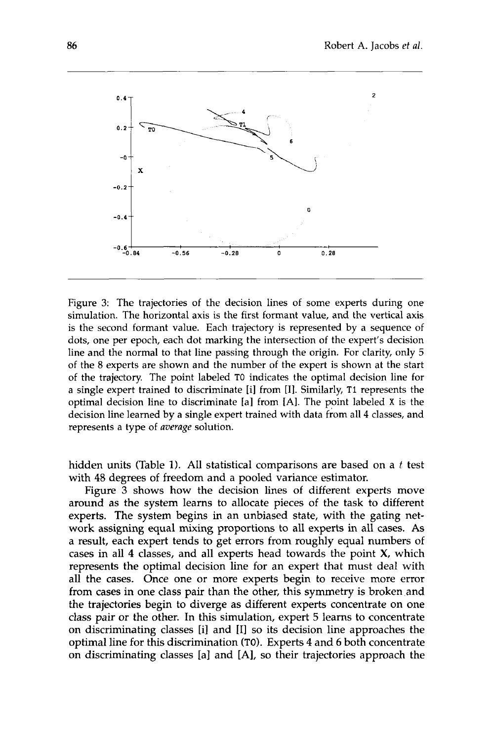0.4
0.2
-0
-0.2
-0.4
-0.6
-0.84
-0.56
-0.28
0
0.28

2
4
T1
T0
6
5
X
0

Figure 3: The trajectories of the decision lines of some experts during one simulation. The horizontal axis is the first formant value, and the vertical axis is the second formant value. Each trajectory is represented by a sequence of dots, one per epoch, each dot marking the intersection of the expert's decision line and the normal to that line passing through the origin. For clarity, only 5 of the 8 experts are shown and the number of the expert is shown at the start of the trajectory. The point labeled T0 indicates the optimal decision line for a single expert trained to discriminate [i] from [I]. Similarly, T1 represents the optimal decision line to discriminate [a] from [A]. The point labeled X is the decision line learned by a single expert trained with data from all 4 classes, and represents a type of *average* solution.

hidden units (Table 1). All statistical comparisons are based on a $t$ test with 48 degrees of freedom and a pooled variance estimator.

Figure 3 shows how the decision lines of different experts move around as the system learns to allocate pieces of the task to different experts. The system begins in an unbiased state, with the gating network assigning equal mixing proportions to all experts in all cases. As a result, each expert tends to get errors from roughly equal numbers of cases in all 4 classes, and all experts head towards the point X, which represents the optimal decision line for an expert that must deal with all the cases. Once one or more experts begin to receive more error from cases in one class pair than the other, this symmetry is broken and the trajectories begin to diverge as different experts concentrate on one class pair or the other. In this simulation, expert 5 learns to concentrate on discriminating classes [i] and [I] so its decision line approaches the optimal line for this discrimination (T0). Experts 4 and 6 both concentrate on discriminating classes [a] and [A], so their trajectories approach the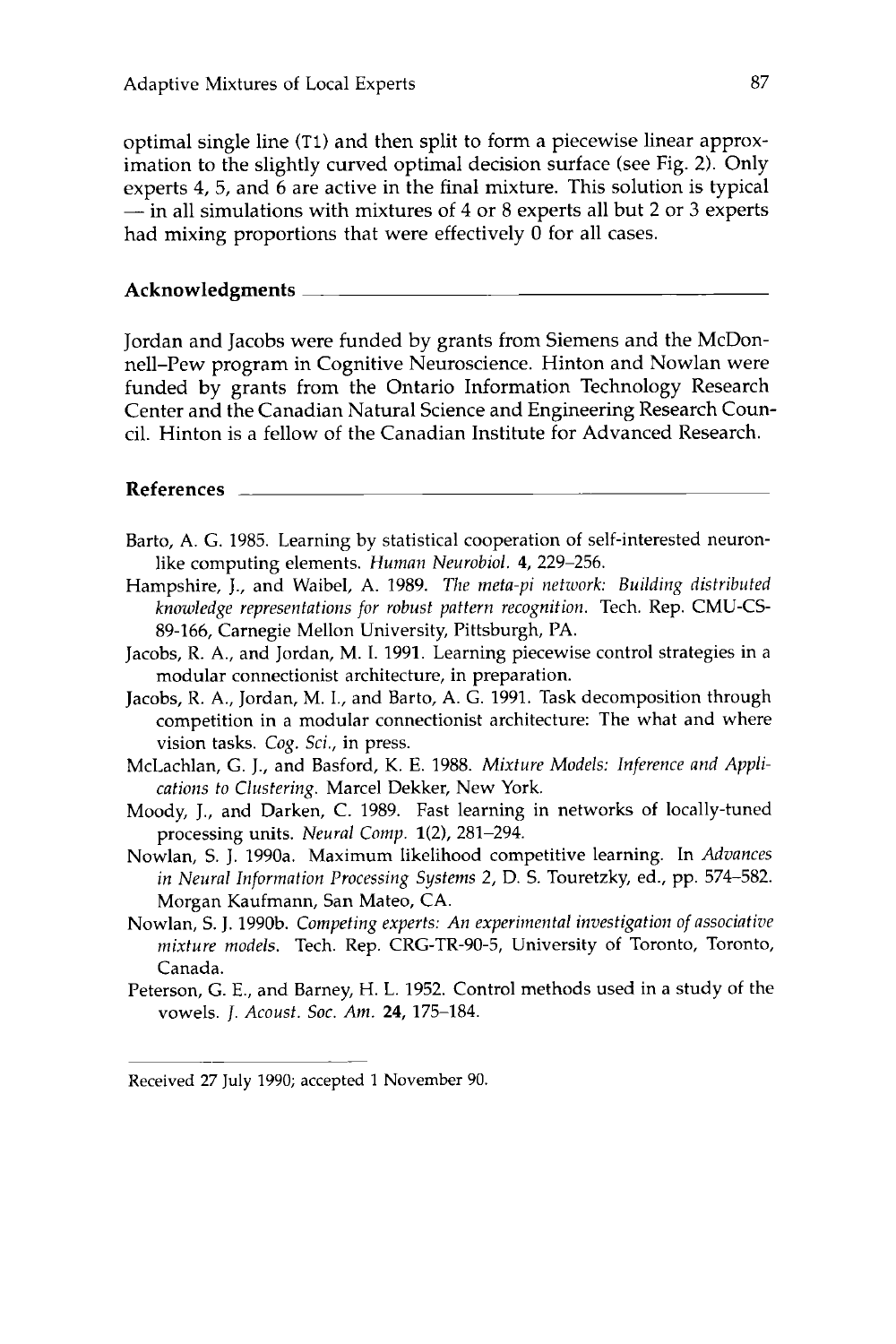optimal single line (T1) and then split to form a piecewise linear approximation to the slightly curved optimal decision surface (see Fig. 2). Only experts 4, 5, and 6 are active in the final mixture. This solution is typical — in all simulations with mixtures of 4 or 8 experts all but 2 or 3 experts had mixing proportions that were effectively 0 for all cases.

## Acknowledgments

Jordan and Jacobs were funded by grants from Siemens and the McDonnell–Pew program in Cognitive Neuroscience. Hinton and Nowlan were funded by grants from the Ontario Information Technology Research Center and the Canadian Natural Science and Engineering Research Council. Hinton is a fellow of the Canadian Institute for Advanced Research.

## References

Barto, A. G. 1985. Learning by statistical cooperation of self-interested neuron-like computing elements. *Human Neurobiol.* **4**, 229–256.

Hampshire, J., and Waibel, A. 1989. *The meta-pi network: Building distributed knowledge representations for robust pattern recognition.* Tech. Rep. CMU-CS-89-166, Carnegie Mellon University, Pittsburgh, PA.

Jacobs, R. A., and Jordan, M. I. 1991. Learning piecewise control strategies in a modular connectionist architecture, in preparation.

Jacobs, R. A., Jordan, M. I., and Barto, A. G. 1991. Task decomposition through competition in a modular connectionist architecture: The what and where vision tasks. *Cog. Sci.*, in press.

McLachlan, G. J., and Basford, K. E. 1988. *Mixture Models: Inference and Applications to Clustering.* Marcel Dekker, New York.

Moody, J., and Darken, C. 1989. Fast learning in networks of locally-tuned processing units. *Neural Comp.* **1**(2), 281–294.

Nowlan, S. J. 1990a. Maximum likelihood competitive learning. In *Advances in Neural Information Processing Systems 2*, D. S. Touretzky, ed., pp. 574–582. Morgan Kaufmann, San Mateo, CA.

Nowlan, S. J. 1990b. *Competing experts: An experimental investigation of associative mixture models.* Tech. Rep. CRG-TR-90-5, University of Toronto, Toronto, Canada.

Peterson, G. E., and Barney, H. L. 1952. Control methods used in a study of the vowels. *J. Acoust. Soc. Am.* **24**, 175–184.

Received 27 July 1990; accepted 1 November 90.